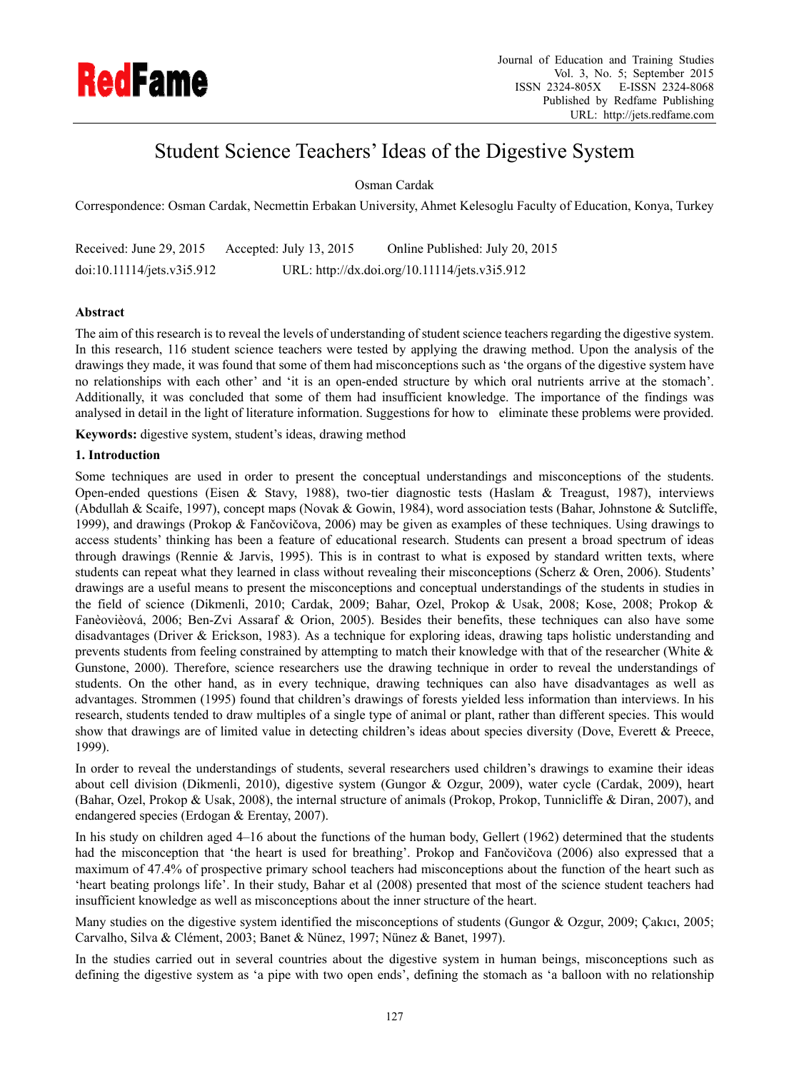# Student Science Teachers' Ideas of the Digestive System

Osman Cardak

Correspondence: Osman Cardak, Necmettin Erbakan University, Ahmet Kelesoglu Faculty of Education, Konya, Turkey

Received: June 29, 2015 Accepted: July 13, 2015 Online Published: July 20, 2015

doi:10.11114/jets.v3i5.912 URL: http://dx.doi.org/10.11114/jets.v3i5.912

**Abstract**

The aim of this research is to reveal the levels of understanding of student science teachers regarding the digestive system. In this research, 116 student science teachers were tested by applying the drawing method. Upon the analysis of the drawings they made, it was found that some of them had misconceptions such as 'the organs of the digestive system have no relationships with each other' and 'it is an open-ended structure by which oral nutrients arrive at the stomach'. Additionally, it was concluded that some of them had insufficient knowledge. The importance of the findings was analysed in detail in the light of literature information. Suggestions for how to eliminate these problems were provided.

**Keywords:** digestive system, student's ideas, drawing method

## 1. Introduction

Some techniques are used in order to present the conceptual understandings and misconceptions of the students. Open-ended questions (Eisen & Stavy, 1988), two-tier diagnostic tests (Haslam & Treagust, 1987), interviews (Abdullah & Scaife, 1997), concept maps (Novak & Gowin, 1984), word association tests (Bahar, Johnstone & Sutcliffe, 1999), and drawings (Prokop & Fančovičova, 2006) may be given as examples of these techniques. Using drawings to access students' thinking has been a feature of educational research. Students can present a broad spectrum of ideas through drawings (Rennie & Jarvis, 1995). This is in contrast to what is exposed by standard written texts, where students can repeat what they learned in class without revealing their misconceptions (Scherz & Oren, 2006). Students' drawings are a useful means to present the misconceptions and conceptual understandings of the students in studies in the field of science (Dikmenli, 2010; Cardak, 2009; Bahar, Ozel, Prokop & Usak, 2008; Kose, 2008; Prokop & Fanèovièová, 2006; Ben-Zvi Assaraf & Orion, 2005). Besides their benefits, these techniques can also have some disadvantages (Driver & Erickson, 1983). As a technique for exploring ideas, drawing taps holistic understanding and prevents students from feeling constrained by attempting to match their knowledge with that of the researcher (White & Gunstone, 2000). Therefore, science researchers use the drawing technique in order to reveal the understandings of students. On the other hand, as in every technique, drawing techniques can also have disadvantages as well as advantages. Strommen (1995) found that children's drawings of forests yielded less information than interviews. In his research, students tended to draw multiples of a single type of animal or plant, rather than different species. This would show that drawings are of limited value in detecting children's ideas about species diversity (Dove, Everett & Preece, 1999).

In order to reveal the understandings of students, several researchers used children's drawings to examine their ideas about cell division (Dikmenli, 2010), digestive system (Gungor & Ozgur, 2009), water cycle (Cardak, 2009), heart (Bahar, Ozel, Prokop & Usak, 2008), the internal structure of animals (Prokop, Prokop, Tunnicliffe & Diran, 2007), and endangered species (Erdogan & Erentay, 2007).

In his study on children aged 4–16 about the functions of the human body, Gellert (1962) determined that the students had the misconception that 'the heart is used for breathing'. Prokop and Fančovičova (2006) also expressed that a maximum of 47.4% of prospective primary school teachers had misconceptions about the function of the heart such as 'heart beating prolongs life'. In their study, Bahar et al (2008) presented that most of the science student teachers had insufficient knowledge as well as misconceptions about the inner structure of the heart.

Many studies on the digestive system identified the misconceptions of students (Gungor & Ozgur, 2009; Çakıcı, 2005; Carvalho, Silva & Clément, 2003; Banet & Nünez, 1997; Nünez & Banet, 1997).

In the studies carried out in several countries about the digestive system in human beings, misconceptions such as defining the digestive system as 'a pipe with two open ends', defining the stomach as 'a balloon with no relationship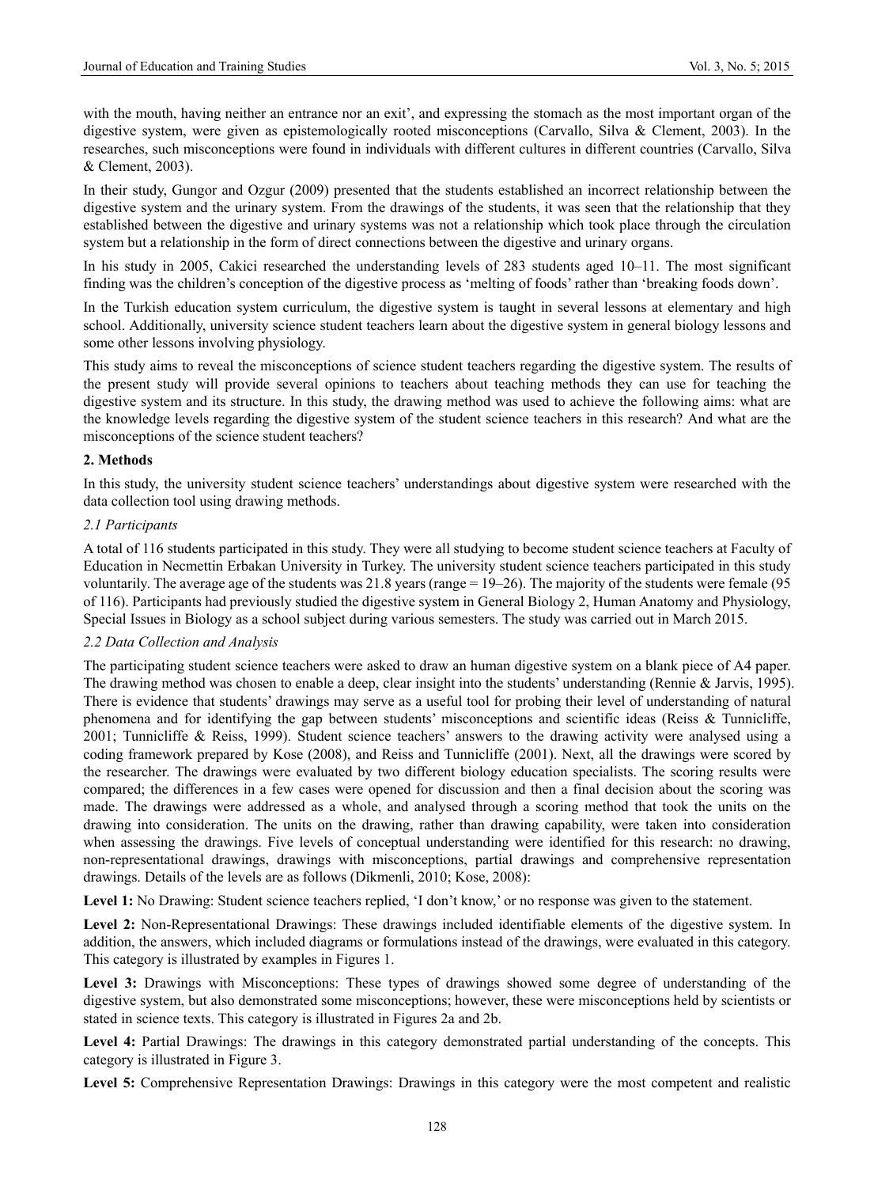with the mouth, having neither an entrance nor an exit', and expressing the stomach as the most important organ of the digestive system, were given as epistemologically rooted misconceptions (Carvallo, Silva & Clement, 2003). In the researches, such misconceptions were found in individuals with different cultures in different countries (Carvallo, Silva & Clement, 2003).

In their study, Gungor and Ozgur (2009) presented that the students established an incorrect relationship between the digestive system and the urinary system. From the drawings of the students, it was seen that the relationship that they established between the digestive and urinary systems was not a relationship which took place through the circulation system but a relationship in the form of direct connections between the digestive and urinary organs.

In his study in 2005, Cakici researched the understanding levels of 283 students aged 10–11. The most significant finding was the children's conception of the digestive process as 'melting of foods' rather than 'breaking foods down'.

In the Turkish education system curriculum, the digestive system is taught in several lessons at elementary and high school. Additionally, university science student teachers learn about the digestive system in general biology lessons and some other lessons involving physiology.

This study aims to reveal the misconceptions of science student teachers regarding the digestive system. The results of the present study will provide several opinions to teachers about teaching methods they can use for teaching the digestive system and its structure. In this study, the drawing method was used to achieve the following aims: what are the knowledge levels regarding the digestive system of the student science teachers in this research? And what are the misconceptions of the science student teachers?

## 2. Methods

In this study, the university student science teachers' understandings about digestive system were researched with the data collection tool using drawing methods.

### *2.1 Participants*

A total of 116 students participated in this study. They were all studying to become student science teachers at Faculty of Education in Necmettin Erbakan University in Turkey. The university student science teachers participated in this study voluntarily. The average age of the students was 21.8 years (range = 19–26). The majority of the students were female (95 of 116). Participants had previously studied the digestive system in General Biology 2, Human Anatomy and Physiology, Special Issues in Biology as a school subject during various semesters. The study was carried out in March 2015.

### *2.2 Data Collection and Analysis*

The participating student science teachers were asked to draw an human digestive system on a blank piece of A4 paper. The drawing method was chosen to enable a deep, clear insight into the students' understanding (Rennie & Jarvis, 1995). There is evidence that students' drawings may serve as a useful tool for probing their level of understanding of natural phenomena and for identifying the gap between students' misconceptions and scientific ideas (Reiss & Tunnicliffe, 2001; Tunnicliffe & Reiss, 1999). Student science teachers' answers to the drawing activity were analysed using a coding framework prepared by Kose (2008), and Reiss and Tunnicliffe (2001). Next, all the drawings were scored by the researcher. The drawings were evaluated by two different biology education specialists. The scoring results were compared; the differences in a few cases were opened for discussion and then a final decision about the scoring was made. The drawings were addressed as a whole, and analysed through a scoring method that took the units on the drawing into consideration. The units on the drawing, rather than drawing capability, were taken into consideration when assessing the drawings. Five levels of conceptual understanding were identified for this research: no drawing, non-representational drawings, drawings with misconceptions, partial drawings and comprehensive representation drawings. Details of the levels are as follows (Dikmenli, 2010; Kose, 2008):

**Level 1:** No Drawing: Student science teachers replied, 'I don't know,' or no response was given to the statement.

**Level 2:** Non-Representational Drawings: These drawings included identifiable elements of the digestive system. In addition, the answers, which included diagrams or formulations instead of the drawings, were evaluated in this category. This category is illustrated by examples in Figures 1.

**Level 3:** Drawings with Misconceptions: These types of drawings showed some degree of understanding of the digestive system, but also demonstrated some misconceptions; however, these were misconceptions held by scientists or stated in science texts. This category is illustrated in Figures 2a and 2b.

**Level 4:** Partial Drawings: The drawings in this category demonstrated partial understanding of the concepts. This category is illustrated in Figure 3.

**Level 5:** Comprehensive Representation Drawings: Drawings in this category were the most competent and realistic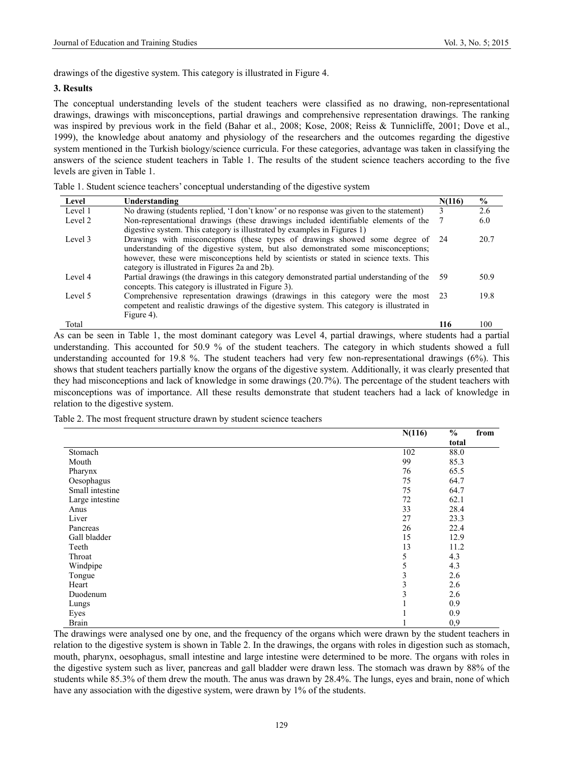drawings of the digestive system. This category is illustrated in Figure 4.

## 3. Results

The conceptual understanding levels of the student teachers were classified as no drawing, non-representational drawings, drawings with misconceptions, partial drawings and comprehensive representation drawings. The ranking was inspired by previous work in the field (Bahar et al., 2008; Kose, 2008; Reiss & Tunnicliffe, 2001; Dove et al., 1999), the knowledge about anatomy and physiology of the researchers and the outcomes regarding the digestive system mentioned in the Turkish biology/science curricula. For these categories, advantage was taken in classifying the answers of the science student teachers in Table 1. The results of the student science teachers according to the five levels are given in Table 1.

Table 1. Student science teachers' conceptual understanding of the digestive system

| Level | Understanding | N(116) | % |
|---|---|---|---|
| Level 1 | No drawing (students replied, 'I don't know' or no response was given to the statement) | 3 | 2.6 |
| Level 2 | Non-representational drawings (these drawings included identifiable elements of the digestive system. This category is illustrated by examples in Figures 1) | 7 | 6.0 |
| Level 3 | Drawings with misconceptions (these types of drawings showed some degree of understanding of the digestive system, but also demonstrated some misconceptions; however, these were misconceptions held by scientists or stated in science texts. This category is illustrated in Figures 2a and 2b). | 24 | 20.7 |
| Level 4 | Partial drawings (the drawings in this category demonstrated partial understanding of the concepts. This category is illustrated in Figure 3). | 59 | 50.9 |
| Level 5 | Comprehensive representation drawings (drawings in this category were the most competent and realistic drawings of the digestive system. This category is illustrated in Figure 4). | 23 | 19.8 |
| Total | | **116** | 100 |

As can be seen in Table 1, the most dominant category was Level 4, partial drawings, where students had a partial understanding. This accounted for 50.9 % of the student teachers. The category in which students showed a full understanding accounted for 19.8 %. The student teachers had very few non-representational drawings (6%). This shows that student teachers partially know the organs of the digestive system. Additionally, it was clearly presented that they had misconceptions and lack of knowledge in some drawings (20.7%). The percentage of the student teachers with misconceptions was of importance. All these results demonstrate that student teachers had a lack of knowledge in relation to the digestive system.

Table 2. The most frequent structure drawn by student science teachers

| | N(116) | % from total |
|---|---|---|
| Stomach | 102 | 88.0 |
| Mouth | 99 | 85.3 |
| Pharynx | 76 | 65.5 |
| Oesophagus | 75 | 64.7 |
| Small intestine | 75 | 64.7 |
| Large intestine | 72 | 62.1 |
| Anus | 33 | 28.4 |
| Liver | 27 | 23.3 |
| Pancreas | 26 | 22.4 |
| Gall bladder | 15 | 12.9 |
| Teeth | 13 | 11.2 |
| Throat | 5 | 4.3 |
| Windpipe | 5 | 4.3 |
| Tongue | 3 | 2.6 |
| Heart | 3 | 2.6 |
| Duodenum | 3 | 2.6 |
| Lungs | 1 | 0.9 |
| Eyes | 1 | 0.9 |
| Brain | 1 | 0,9 |

The drawings were analysed one by one, and the frequency of the organs which were drawn by the student teachers in relation to the digestive system is shown in Table 2. In the drawings, the organs with roles in digestion such as stomach, mouth, pharynx, oesophagus, small intestine and large intestine were determined to be more. The organs with roles in the digestive system such as liver, pancreas and gall bladder were drawn less. The stomach was drawn by 88% of the students while 85.3% of them drew the mouth. The anus was drawn by 28.4%. The lungs, eyes and brain, none of which have any association with the digestive system, were drawn by 1% of the students.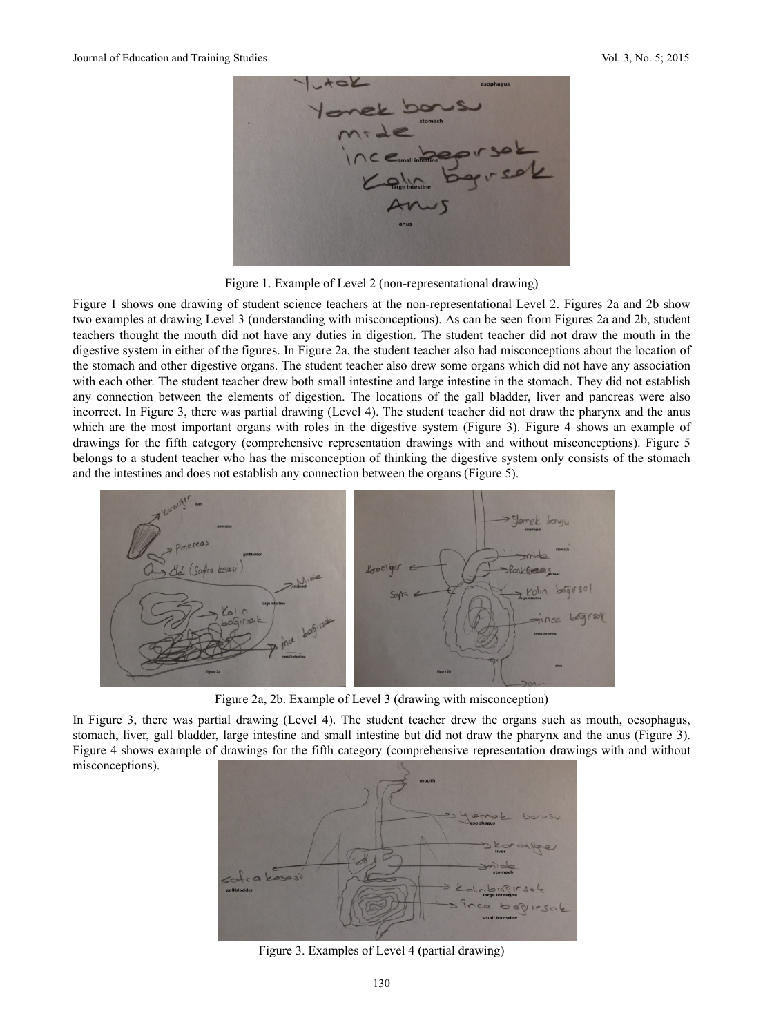Figure 1. Example of Level 2 (non-representational drawing)

Figure 1 shows one drawing of student science teachers at the non-representational Level 2. Figures 2a and 2b show two examples at drawing Level 3 (understanding with misconceptions). As can be seen from Figures 2a and 2b, student teachers thought the mouth did not have any duties in digestion. The student teacher did not draw the mouth in the digestive system in either of the figures. In Figure 2a, the student teacher also had misconceptions about the location of the stomach and other digestive organs. The student teacher also drew some organs which did not have any association with each other. The student teacher drew both small intestine and large intestine in the stomach. They did not establish any connection between the elements of digestion. The locations of the gall bladder, liver and pancreas were also incorrect. In Figure 3, there was partial drawing (Level 4). The student teacher did not draw the pharynx and the anus which are the most important organs with roles in the digestive system (Figure 3). Figure 4 shows an example of drawings for the fifth category (comprehensive representation drawings with and without misconceptions). Figure 5 belongs to a student teacher who has the misconception of thinking the digestive system only consists of the stomach and the intestines and does not establish any connection between the organs (Figure 5).

Figure 2a, 2b. Example of Level 3 (drawing with misconception)

In Figure 3, there was partial drawing (Level 4). The student teacher drew the organs such as mouth, oesophagus, stomach, liver, gall bladder, large intestine and small intestine but did not draw the pharynx and the anus (Figure 3). Figure 4 shows example of drawings for the fifth category (comprehensive representation drawings with and without misconceptions).

Figure 3. Examples of Level 4 (partial drawing)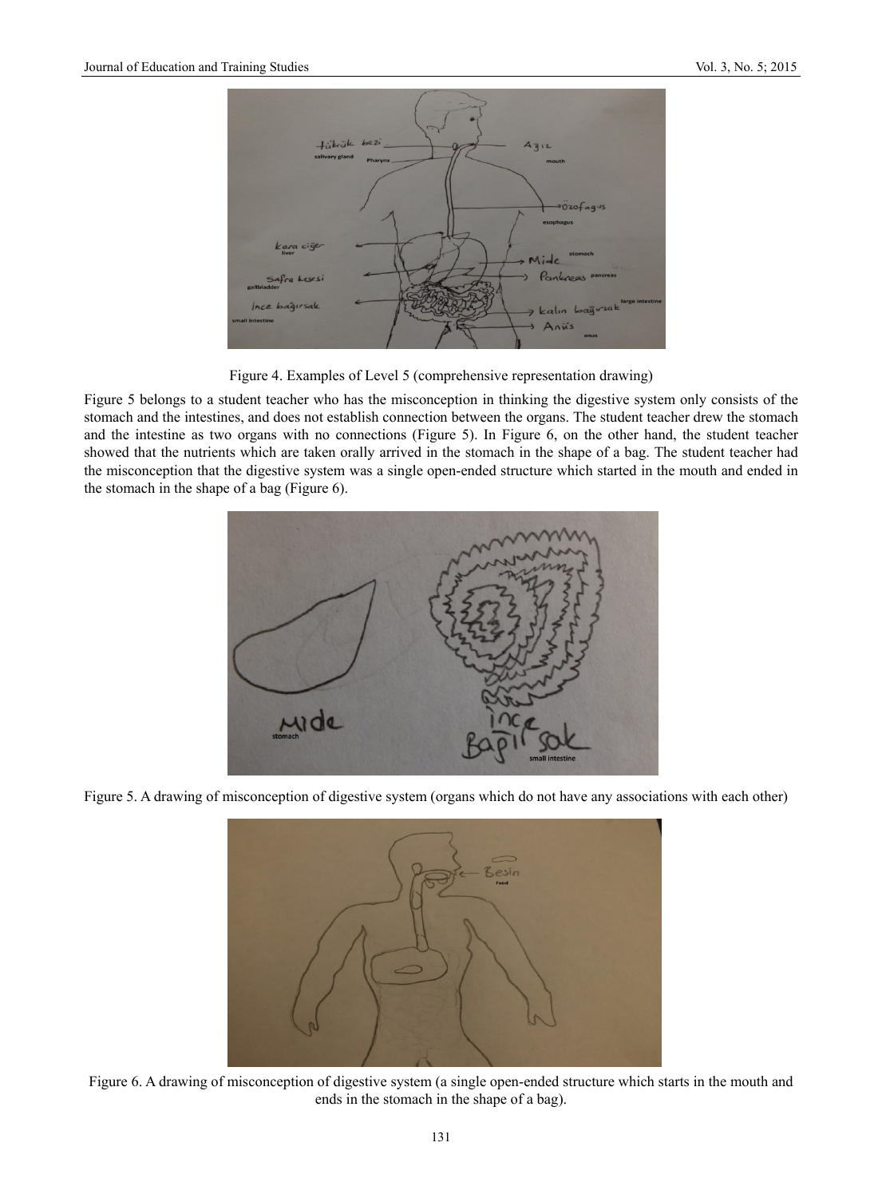Figure 4. Examples of Level 5 (comprehensive representation drawing)

Figure 5 belongs to a student teacher who has the misconception in thinking the digestive system only consists of the stomach and the intestines, and does not establish connection between the organs. The student teacher drew the stomach and the intestine as two organs with no connections (Figure 5). In Figure 6, on the other hand, the student teacher showed that the nutrients which are taken orally arrived in the stomach in the shape of a bag. The student teacher had the misconception that the digestive system was a single open-ended structure which started in the mouth and ended in the stomach in the shape of a bag (Figure 6).

Figure 5. A drawing of misconception of digestive system (organs which do not have any associations with each other)

Figure 6. A drawing of misconception of digestive system (a single open-ended structure which starts in the mouth and ends in the stomach in the shape of a bag).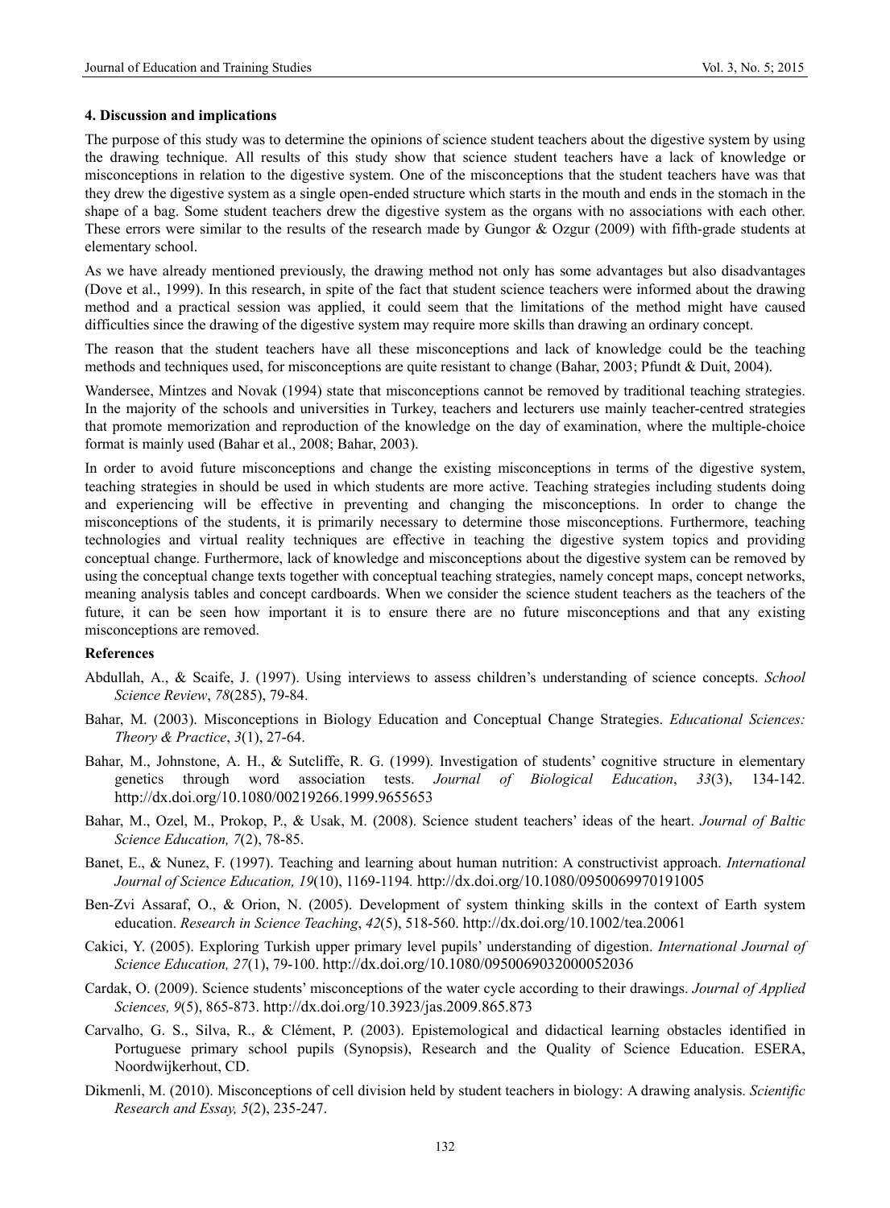## 4. Discussion and implications

The purpose of this study was to determine the opinions of science student teachers about the digestive system by using the drawing technique. All results of this study show that science student teachers have a lack of knowledge or misconceptions in relation to the digestive system. One of the misconceptions that the student teachers have was that they drew the digestive system as a single open-ended structure which starts in the mouth and ends in the stomach in the shape of a bag. Some student teachers drew the digestive system as the organs with no associations with each other. These errors were similar to the results of the research made by Gungor & Ozgur (2009) with fifth-grade students at elementary school.

As we have already mentioned previously, the drawing method not only has some advantages but also disadvantages (Dove et al., 1999). In this research, in spite of the fact that student science teachers were informed about the drawing method and a practical session was applied, it could seem that the limitations of the method might have caused difficulties since the drawing of the digestive system may require more skills than drawing an ordinary concept.

The reason that the student teachers have all these misconceptions and lack of knowledge could be the teaching methods and techniques used, for misconceptions are quite resistant to change (Bahar, 2003; Pfundt & Duit, 2004).

Wandersee, Mintzes and Novak (1994) state that misconceptions cannot be removed by traditional teaching strategies. In the majority of the schools and universities in Turkey, teachers and lecturers use mainly teacher-centred strategies that promote memorization and reproduction of the knowledge on the day of examination, where the multiple-choice format is mainly used (Bahar et al., 2008; Bahar, 2003).

In order to avoid future misconceptions and change the existing misconceptions in terms of the digestive system, teaching strategies in should be used in which students are more active. Teaching strategies including students doing and experiencing will be effective in preventing and changing the misconceptions. In order to change the misconceptions of the students, it is primarily necessary to determine those misconceptions. Furthermore, teaching technologies and virtual reality techniques are effective in teaching the digestive system topics and providing conceptual change. Furthermore, lack of knowledge and misconceptions about the digestive system can be removed by using the conceptual change texts together with conceptual teaching strategies, namely concept maps, concept networks, meaning analysis tables and concept cardboards. When we consider the science student teachers as the teachers of the future, it can be seen how important it is to ensure there are no future misconceptions and that any existing misconceptions are removed.

## References

Abdullah, A., & Scaife, J. (1997). Using interviews to assess children's understanding of science concepts. *School Science Review*, *78*(285), 79-84.

Bahar, M. (2003). Misconceptions in Biology Education and Conceptual Change Strategies. *Educational Sciences: Theory & Practice*, *3*(1), 27-64.

Bahar, M., Johnstone, A. H., & Sutcliffe, R. G. (1999). Investigation of students' cognitive structure in elementary genetics through word association tests. *Journal of Biological Education*, *33*(3), 134-142. http://dx.doi.org/10.1080/00219266.1999.9655653

Bahar, M., Ozel, M., Prokop, P., & Usak, M. (2008). Science student teachers' ideas of the heart. *Journal of Baltic Science Education, 7*(2), 78-85.

Banet, E., & Nunez, F. (1997). Teaching and learning about human nutrition: A constructivist approach. *International Journal of Science Education, 19*(10), 1169-1194*.* http://dx.doi.org/10.1080/0950069970191005

Ben-Zvi Assaraf, O., & Orion, N. (2005). Development of system thinking skills in the context of Earth system education. *Research in Science Teaching*, *42*(5), 518-560. http://dx.doi.org/10.1002/tea.20061

Cakici, Y. (2005). Exploring Turkish upper primary level pupils' understanding of digestion. *International Journal of Science Education, 27*(1), 79-100. http://dx.doi.org/10.1080/0950069032000052036

Cardak, O. (2009). Science students' misconceptions of the water cycle according to their drawings. *Journal of Applied Sciences, 9*(5), 865-873. http://dx.doi.org/10.3923/jas.2009.865.873

Carvalho, G. S., Silva, R., & Clément, P. (2003). Epistemological and didactical learning obstacles identified in Portuguese primary school pupils (Synopsis), Research and the Quality of Science Education. ESERA, Noordwijkerhout, CD.

Dikmenli, M. (2010). Misconceptions of cell division held by student teachers in biology: A drawing analysis. *Scientific Research and Essay, 5*(2), 235-247.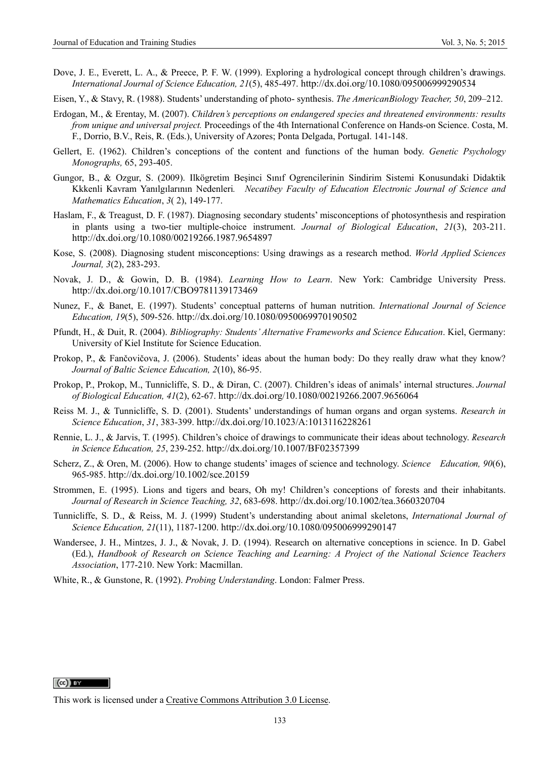Dove, J. E., Everett, L. A., & Preece, P. F. W. (1999). Exploring a hydrological concept through children's drawings. *International Journal of Science Education, 21*(5), 485-497. http://dx.doi.org/10.1080/095006999290534

Eisen, Y., & Stavy, R. (1988). Students' understanding of photo- synthesis. *The AmericanBiology Teacher, 50*, 209–212.

Erdogan, M., & Erentay, M. (2007). *Children's perceptions on endangered species and threatened environments: results from unique and universal project.* Proceedings of the 4th International Conference on Hands-on Science. Costa, M. F., Dorrio, B.V., Reis, R. (Eds.), University of Azores; Ponta Delgada, Portugal. 141-148.

Gellert, E. (1962). Children's conceptions of the content and functions of the human body. *Genetic Psychology Monographs,* 65, 293-405.

Gungor, B., & Ozgur, S. (2009). Ilkögretim Beşinci Sınıf Ogrencilerinin Sindirim Sistemi Konusundaki Didaktik Kkkenli Kavram Yanılgılarının Nedenleri. *Necatibey Faculty of Education Electronic Journal of Science and Mathematics Education*, *3*( 2), 149-177.

Haslam, F., & Treagust, D. F. (1987). Diagnosing secondary students' misconceptions of photosynthesis and respiration in plants using a two-tier multiple-choice instrument. *Journal of Biological Education*, *21*(3), 203-211. http://dx.doi.org/10.1080/00219266.1987.9654897

Kose, S. (2008). Diagnosing student misconceptions: Using drawings as a research method. *World Applied Sciences Journal, 3*(2), 283-293.

Novak, J. D., & Gowin, D. B. (1984). *Learning How to Learn*. New York: Cambridge University Press. http://dx.doi.org/10.1017/CBO9781139173469

Nunez, F., & Banet, E. (1997). Students' conceptual patterns of human nutrition. *International Journal of Science Education, 19*(5), 509-526. http://dx.doi.org/10.1080/0950069970190502

Pfundt, H., & Duit, R. (2004). *Bibliography: Students' Alternative Frameworks and Science Education*. Kiel, Germany: University of Kiel Institute for Science Education.

Prokop, P., & Fančovičova, J. (2006). Students' ideas about the human body: Do they really draw what they know? *Journal of Baltic Science Education, 2*(10), 86-95.

Prokop, P., Prokop, M., Tunnicliffe, S. D., & Diran, C. (2007). Children's ideas of animals' internal structures. *Journal of Biological Education, 41*(2), 62-67. http://dx.doi.org/10.1080/00219266.2007.9656064

Reiss M. J., & Tunnicliffe, S. D. (2001). Students' understandings of human organs and organ systems. *Research in Science Education*, *31*, 383-399. http://dx.doi.org/10.1023/A:1013116228261

Rennie, L. J., & Jarvis, T. (1995). Children's choice of drawings to communicate their ideas about technology. *Research in Science Education, 25*, 239-252. http://dx.doi.org/10.1007/BF02357399

Scherz, Z., & Oren, M. (2006). How to change students' images of science and technology. *Science Education, 90*(6), 965-985. http://dx.doi.org/10.1002/sce.20159

Strommen, E. (1995). Lions and tigers and bears, Oh my! Children's conceptions of forests and their inhabitants. *Journal of Research in Science Teaching, 32*, 683-698. http://dx.doi.org/10.1002/tea.3660320704

Tunnicliffe, S. D., & Reiss, M. J. (1999) Student's understanding about animal skeletons, *International Journal of Science Education, 21*(11), 1187-1200. http://dx.doi.org/10.1080/095006999290147

Wandersee, J. H., Mintzes, J. J., & Novak, J. D. (1994). Research on alternative conceptions in science. In D. Gabel (Ed.), *Handbook of Research on Science Teaching and Learning: A Project of the National Science Teachers Association*, 177-210. New York: Macmillan.

White, R., & Gunstone, R. (1992). *Probing Understanding*. London: Falmer Press.

This work is licensed under a Creative Commons Attribution 3.0 License.